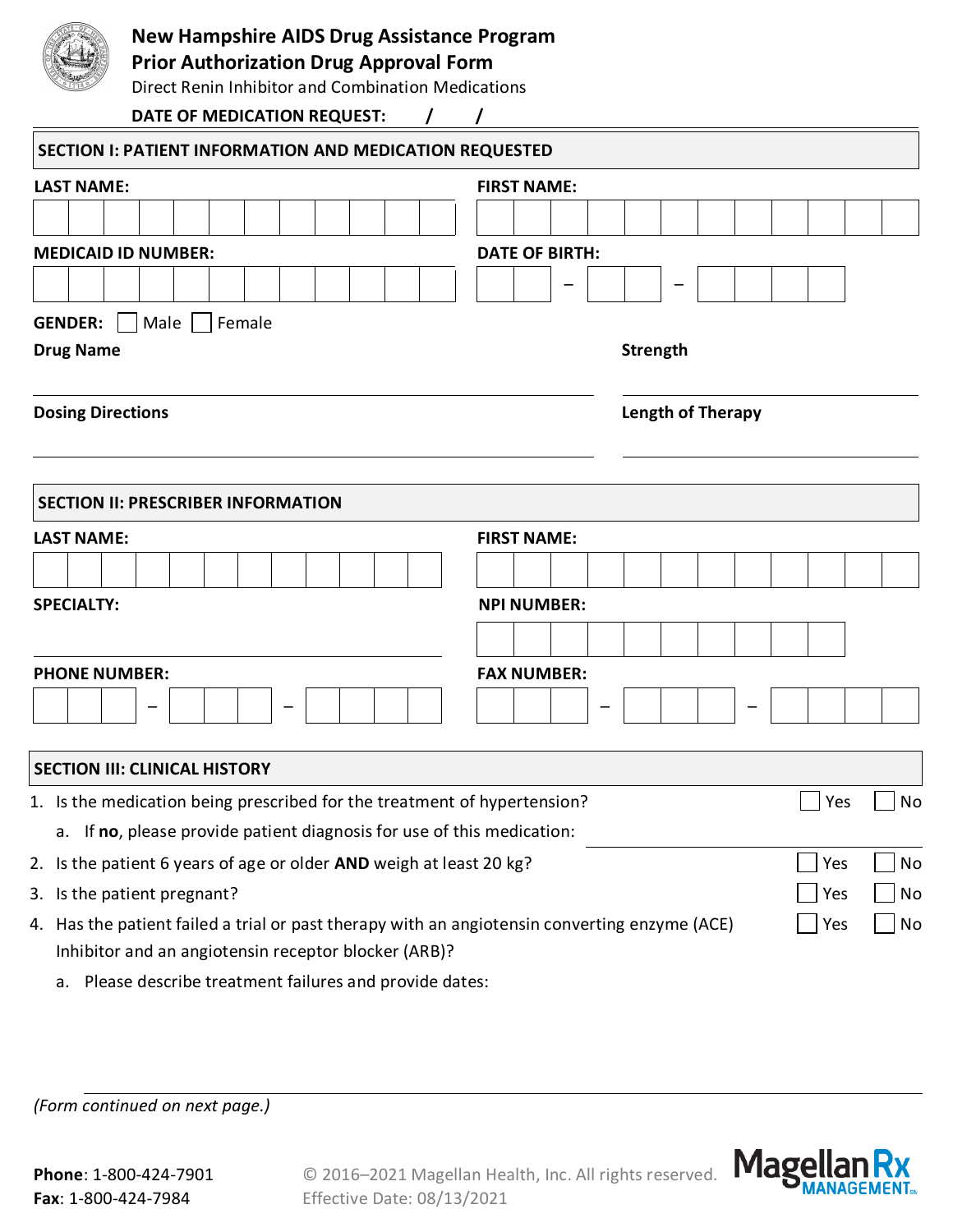# New Hampshire AIDS Drug Assistance Program
## Prior Authorization Drug Approval Form

Direct Renin Inhibitor and Combination Medications

**DATE OF MEDICATION REQUEST:** ____ / ____ / ____

## SECTION I: PATIENT INFORMATION AND MEDICATION REQUESTED

**LAST NAME:** ______________________ **FIRST NAME:** ______________________

**MEDICAID ID NUMBER:** ______________________ **DATE OF BIRTH:** ____ – ____ – ____

**GENDER:** ☐ Male ☐ Female

**Drug Name** ______________________ **Strength** ______________________

**Dosing Directions** ______________________ **Length of Therapy** ______________________

## SECTION II: PRESCRIBER INFORMATION

**LAST NAME:** ______________________ **FIRST NAME:** ______________________

**SPECIALTY:** ______________________ **NPI NUMBER:** ______________________

**PHONE NUMBER:** ____ – ____ – ____ **FAX NUMBER:** ____ – ____ – ____

## SECTION III: CLINICAL HISTORY

1. Is the medication being prescribed for the treatment of hypertension? ☐ Yes ☐ No
   a. If **no**, please provide patient diagnosis for use of this medication: ______________________
2. Is the patient 6 years of age or older **AND** weigh at least 20 kg? ☐ Yes ☐ No
3. Is the patient pregnant? ☐ Yes ☐ No
4. Has the patient failed a trial or past therapy with an angiotensin converting enzyme (ACE) Inhibitor and an angiotensin receptor blocker (ARB)? ☐ Yes ☐ No
   a. Please describe treatment failures and provide dates:

*(Form continued on next page.)*

**Phone**: 1-800-424-7901
**Fax**: 1-800-424-7984

© 2016–2021 Magellan Health, Inc. All rights reserved.
Effective Date: 08/13/2021

Magellan Rx MANAGEMENT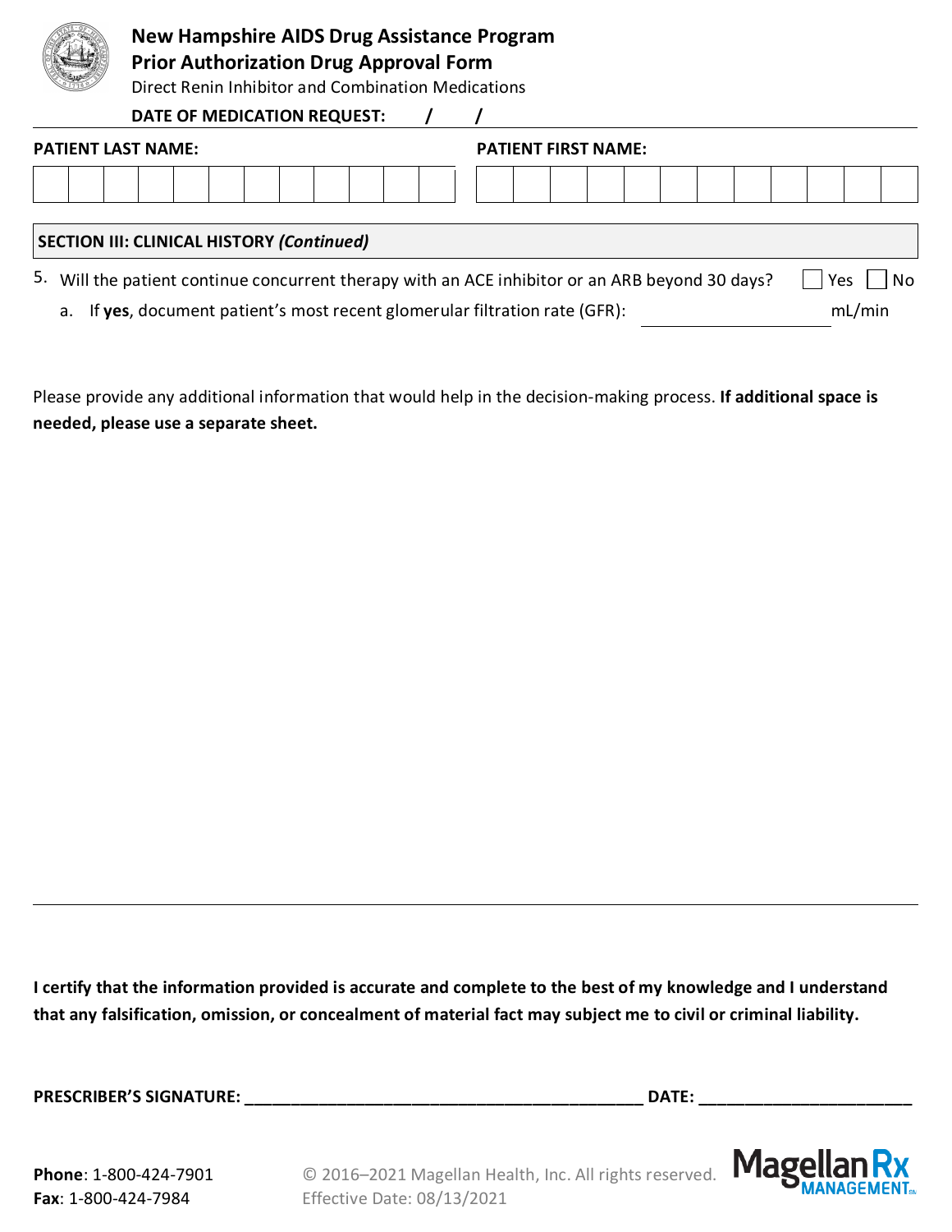**New Hampshire AIDS Drug Assistance Program**
**Prior Authorization Drug Approval Form**
Direct Renin Inhibitor and Combination Medications

**DATE OF MEDICATION REQUEST:** / /

**PATIENT LAST NAME:**

**PATIENT FIRST NAME:**

**SECTION III: CLINICAL HISTORY *(Continued)***

5. Will the patient continue concurrent therapy with an ACE inhibitor or an ARB beyond 30 days? ☐ Yes ☐ No
   a. If **yes**, document patient's most recent glomerular filtration rate (GFR): ______________ mL/min

Please provide any additional information that would help in the decision-making process. **If additional space is needed, please use a separate sheet.**

**I certify that the information provided is accurate and complete to the best of my knowledge and I understand that any falsification, omission, or concealment of material fact may subject me to civil or criminal liability.**

**PRESCRIBER'S SIGNATURE:** ___________________________________________ **DATE:** _______________________

**Phone**: 1-800-424-7901
**Fax**: 1-800-424-7984

© 2016–2021 Magellan Health, Inc. All rights reserved.
Effective Date: 08/13/2021

Magellan Rx MANAGEMENT